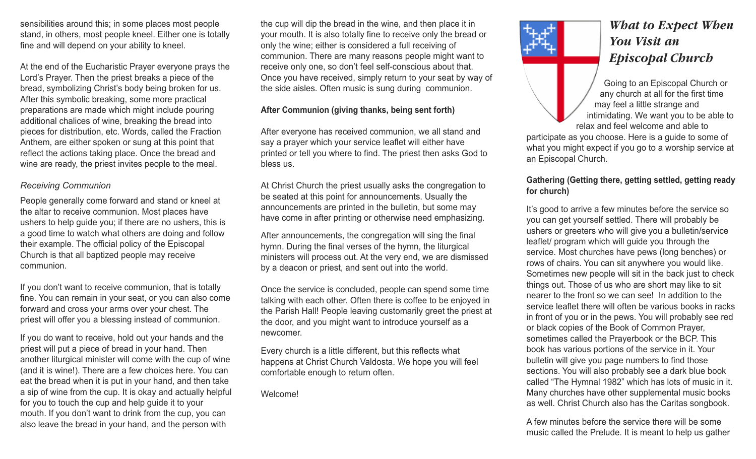sensibilities around this; in some places most people stand, in others, most people kneel. Either one is totally fine and will depend on your ability to kneel.

At the end of the Eucharistic Prayer everyone prays the Lord's Prayer. Then the priest breaks a piece of the bread, symbolizing Christ's body being broken for us. After this symbolic breaking, some more practical preparations are made which might include pouring additional chalices of wine, breaking the bread into pieces for distribution, etc. Words, called the Fraction Anthem, are either spoken or sung at this point that reflect the actions taking place. Once the bread and wine are ready, the priest invites people to the meal.

*Receiving Communion*

People generally come forward and stand or kneel at the altar to receive communion. Most places have ushers to help guide you; if there are no ushers, this is a good time to watch what others are doing and follow their example. The official policy of the Episcopal Church is that all baptized people may receive communion.

If you don't want to receive communion, that is totally fine. You can remain in your seat, or you can also come forward and cross your arms over your chest. The priest will offer you a blessing instead of communion.

If you do want to receive, hold out your hands and the priest will put a piece of bread in your hand. Then another liturgical minister will come with the cup of wine (and it is wine!). There are a few choices here. You can eat the bread when it is put in your hand, and then take a sip of wine from the cup. It is okay and actually helpful for you to touch the cup and help guide it to your mouth. If you don't want to drink from the cup, you can also leave the bread in your hand, and the person with the cup will dip the bread in the wine, and then place it in your mouth. It is also totally fine to receive only the bread or only the wine; either is considered a full receiving of communion. There are many reasons people might want to receive only one, so don't feel self-conscious about that. Once you have received, simply return to your seat by way of the side aisles. Often music is sung during communion.

**After Communion (giving thanks, being sent forth)**

After everyone has received communion, we all stand and say a prayer which your service leaflet will either have printed or tell you where to find. The priest then asks God to bless us.

At Christ Church the priest usually asks the congregation to be seated at this point for announcements. Usually the announcements are printed in the bulletin, but some may have come in after printing or otherwise need emphasizing.

After announcements, the congregation will sing the final hymn. During the final verses of the hymn, the liturgical ministers will process out. At the very end, we are dismissed by a deacon or priest, and sent out into the world.

Once the service is concluded, people can spend some time talking with each other. Often there is coffee to be enjoyed in the Parish Hall! People leaving customarily greet the priest at the door, and you might want to introduce yourself as a newcomer.

Every church is a little different, but this reflects what happens at Christ Church Valdosta. We hope you will feel comfortable enough to return often.

Welcome!

# *What to Expect When You Visit an Episcopal Church*

Going to an Episcopal Church or any church at all for the first time may feel a little strange and intimidating. We want you to be able to relax and feel welcome and able to participate as you choose. Here is a guide to some of what you might expect if you go to a worship service at an Episcopal Church.

**Gathering (Getting there, getting settled, getting ready for church)**

It's good to arrive a few minutes before the service so you can get yourself settled. There will probably be ushers or greeters who will give you a bulletin/service leaflet/ program which will guide you through the service. Most churches have pews (long benches) or rows of chairs. You can sit anywhere you would like. Sometimes new people will sit in the back just to check things out. Those of us who are short may like to sit nearer to the front so we can see! In addition to the service leaflet there will often be various books in racks in front of you or in the pews. You will probably see red or black copies of the Book of Common Prayer, sometimes called the Prayerbook or the BCP. This book has various portions of the service in it. Your bulletin will give you page numbers to find those sections. You will also probably see a dark blue book called "The Hymnal 1982" which has lots of music in it. Many churches have other supplemental music books as well. Christ Church also has the Caritas songbook.

A few minutes before the service there will be some music called the Prelude. It is meant to help us gather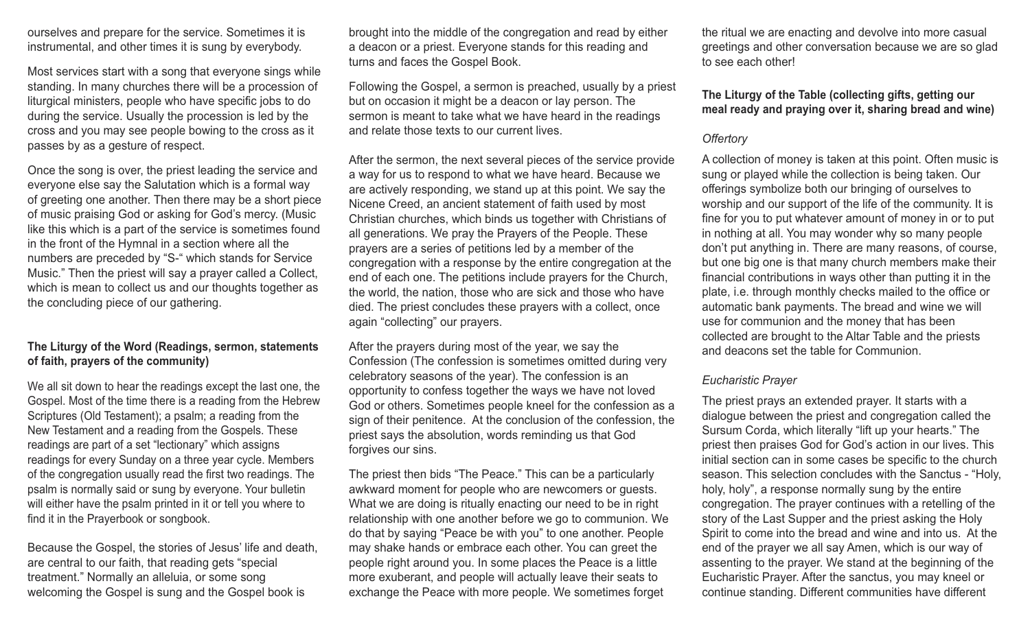ourselves and prepare for the service. Sometimes it is instrumental, and other times it is sung by everybody.

Most services start with a song that everyone sings while standing. In many churches there will be a procession of liturgical ministers, people who have specific jobs to do during the service. Usually the procession is led by the cross and you may see people bowing to the cross as it passes by as a gesture of respect.

Once the song is over, the priest leading the service and everyone else say the Salutation which is a formal way of greeting one another. Then there may be a short piece of music praising God or asking for God's mercy. (Music like this which is a part of the service is sometimes found in the front of the Hymnal in a section where all the numbers are preceded by "S-" which stands for Service Music." Then the priest will say a prayer called a Collect, which is mean to collect us and our thoughts together as the concluding piece of our gathering.

**The Liturgy of the Word (Readings, sermon, statements of faith, prayers of the community)**

We all sit down to hear the readings except the last one, the Gospel. Most of the time there is a reading from the Hebrew Scriptures (Old Testament); a psalm; a reading from the New Testament and a reading from the Gospels. These readings are part of a set "lectionary" which assigns readings for every Sunday on a three year cycle. Members of the congregation usually read the first two readings. The psalm is normally said or sung by everyone. Your bulletin will either have the psalm printed in it or tell you where to find it in the Prayerbook or songbook.

Because the Gospel, the stories of Jesus' life and death, are central to our faith, that reading gets "special treatment." Normally an alleluia, or some song welcoming the Gospel is sung and the Gospel book is brought into the middle of the congregation and read by either a deacon or a priest. Everyone stands for this reading and turns and faces the Gospel Book.

Following the Gospel, a sermon is preached, usually by a priest but on occasion it might be a deacon or lay person. The sermon is meant to take what we have heard in the readings and relate those texts to our current lives.

After the sermon, the next several pieces of the service provide a way for us to respond to what we have heard. Because we are actively responding, we stand up at this point. We say the Nicene Creed, an ancient statement of faith used by most Christian churches, which binds us together with Christians of all generations. We pray the Prayers of the People. These prayers are a series of petitions led by a member of the congregation with a response by the entire congregation at the end of each one. The petitions include prayers for the Church, the world, the nation, those who are sick and those who have died. The priest concludes these prayers with a collect, once again "collecting" our prayers.

After the prayers during most of the year, we say the Confession (The confession is sometimes omitted during very celebratory seasons of the year). The confession is an opportunity to confess together the ways we have not loved God or others. Sometimes people kneel for the confession as a sign of their penitence. At the conclusion of the confession, the priest says the absolution, words reminding us that God forgives our sins.

The priest then bids "The Peace." This can be a particularly awkward moment for people who are newcomers or guests. What we are doing is ritually enacting our need to be in right relationship with one another before we go to communion. We do that by saying "Peace be with you" to one another. People may shake hands or embrace each other. You can greet the people right around you. In some places the Peace is a little more exuberant, and people will actually leave their seats to exchange the Peace with more people. We sometimes forget the ritual we are enacting and devolve into more casual greetings and other conversation because we are so glad to see each other!

**The Liturgy of the Table (collecting gifts, getting our meal ready and praying over it, sharing bread and wine)**

*Offertory*

A collection of money is taken at this point. Often music is sung or played while the collection is being taken. Our offerings symbolize both our bringing of ourselves to worship and our support of the life of the community. It is fine for you to put whatever amount of money in or to put in nothing at all. You may wonder why so many people don't put anything in. There are many reasons, of course, but one big one is that many church members make their financial contributions in ways other than putting it in the plate, i.e. through monthly checks mailed to the office or automatic bank payments. The bread and wine we will use for communion and the money that has been collected are brought to the Altar Table and the priests and deacons set the table for Communion.

*Eucharistic Prayer*

The priest prays an extended prayer. It starts with a dialogue between the priest and congregation called the Sursum Corda, which literally "lift up your hearts." The priest then praises God for God's action in our lives. This initial section can in some cases be specific to the church season. This selection concludes with the Sanctus - "Holy, holy, holy", a response normally sung by the entire congregation. The prayer continues with a retelling of the story of the Last Supper and the priest asking the Holy Spirit to come into the bread and wine and into us. At the end of the prayer we all say Amen, which is our way of assenting to the prayer. We stand at the beginning of the Eucharistic Prayer. After the sanctus, you may kneel or continue standing. Different communities have different